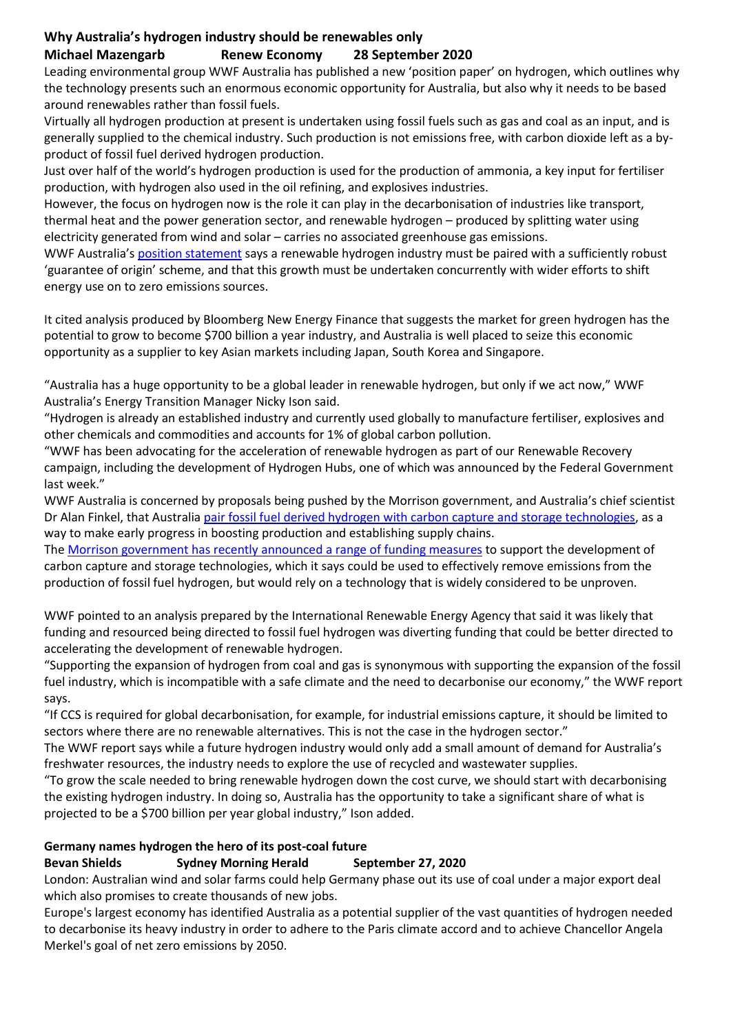## Why Australia's hydrogen industry should be renewables only

**Michael Mazengarb Renew Economy 28 September 2020**

Leading environmental group WWF Australia has published a new 'position paper' on hydrogen, which outlines why the technology presents such an enormous economic opportunity for Australia, but also why it needs to be based around renewables rather than fossil fuels.

Virtually all hydrogen production at present is undertaken using fossil fuels such as gas and coal as an input, and is generally supplied to the chemical industry. Such production is not emissions free, with carbon dioxide left as a by-product of fossil fuel derived hydrogen production.

Just over half of the world's hydrogen production is used for the production of ammonia, a key input for fertiliser production, with hydrogen also used in the oil refining, and explosives industries.

However, the focus on hydrogen now is the role it can play in the decarbonisation of industries like transport, thermal heat and the power generation sector, and renewable hydrogen – produced by splitting water using electricity generated from wind and solar – carries no associated greenhouse gas emissions.

WWF Australia's position statement says a renewable hydrogen industry must be paired with a sufficiently robust 'guarantee of origin' scheme, and that this growth must be undertaken concurrently with wider efforts to shift energy use on to zero emissions sources.

It cited analysis produced by Bloomberg New Energy Finance that suggests the market for green hydrogen has the potential to grow to become $700 billion a year industry, and Australia is well placed to seize this economic opportunity as a supplier to key Asian markets including Japan, South Korea and Singapore.

"Australia has a huge opportunity to be a global leader in renewable hydrogen, but only if we act now," WWF Australia's Energy Transition Manager Nicky Ison said.

"Hydrogen is already an established industry and currently used globally to manufacture fertiliser, explosives and other chemicals and commodities and accounts for 1% of global carbon pollution.

"WWF has been advocating for the acceleration of renewable hydrogen as part of our Renewable Recovery campaign, including the development of Hydrogen Hubs, one of which was announced by the Federal Government last week."

WWF Australia is concerned by proposals being pushed by the Morrison government, and Australia's chief scientist Dr Alan Finkel, that Australia pair fossil fuel derived hydrogen with carbon capture and storage technologies, as a way to make early progress in boosting production and establishing supply chains.

The Morrison government has recently announced a range of funding measures to support the development of carbon capture and storage technologies, which it says could be used to effectively remove emissions from the production of fossil fuel hydrogen, but would rely on a technology that is widely considered to be unproven.

WWF pointed to an analysis prepared by the International Renewable Energy Agency that said it was likely that funding and resourced being directed to fossil fuel hydrogen was diverting funding that could be better directed to accelerating the development of renewable hydrogen.

"Supporting the expansion of hydrogen from coal and gas is synonymous with supporting the expansion of the fossil fuel industry, which is incompatible with a safe climate and the need to decarbonise our economy," the WWF report says.

"If CCS is required for global decarbonisation, for example, for industrial emissions capture, it should be limited to sectors where there are no renewable alternatives. This is not the case in the hydrogen sector."

The WWF report says while a future hydrogen industry would only add a small amount of demand for Australia's freshwater resources, the industry needs to explore the use of recycled and wastewater supplies.

"To grow the scale needed to bring renewable hydrogen down the cost curve, we should start with decarbonising the existing hydrogen industry. In doing so, Australia has the opportunity to take a significant share of what is projected to be a $700 billion per year global industry," Ison added.

## Germany names hydrogen the hero of its post-coal future

**Bevan Shields Sydney Morning Herald September 27, 2020**

London: Australian wind and solar farms could help Germany phase out its use of coal under a major export deal which also promises to create thousands of new jobs.

Europe's largest economy has identified Australia as a potential supplier of the vast quantities of hydrogen needed to decarbonise its heavy industry in order to adhere to the Paris climate accord and to achieve Chancellor Angela Merkel's goal of net zero emissions by 2050.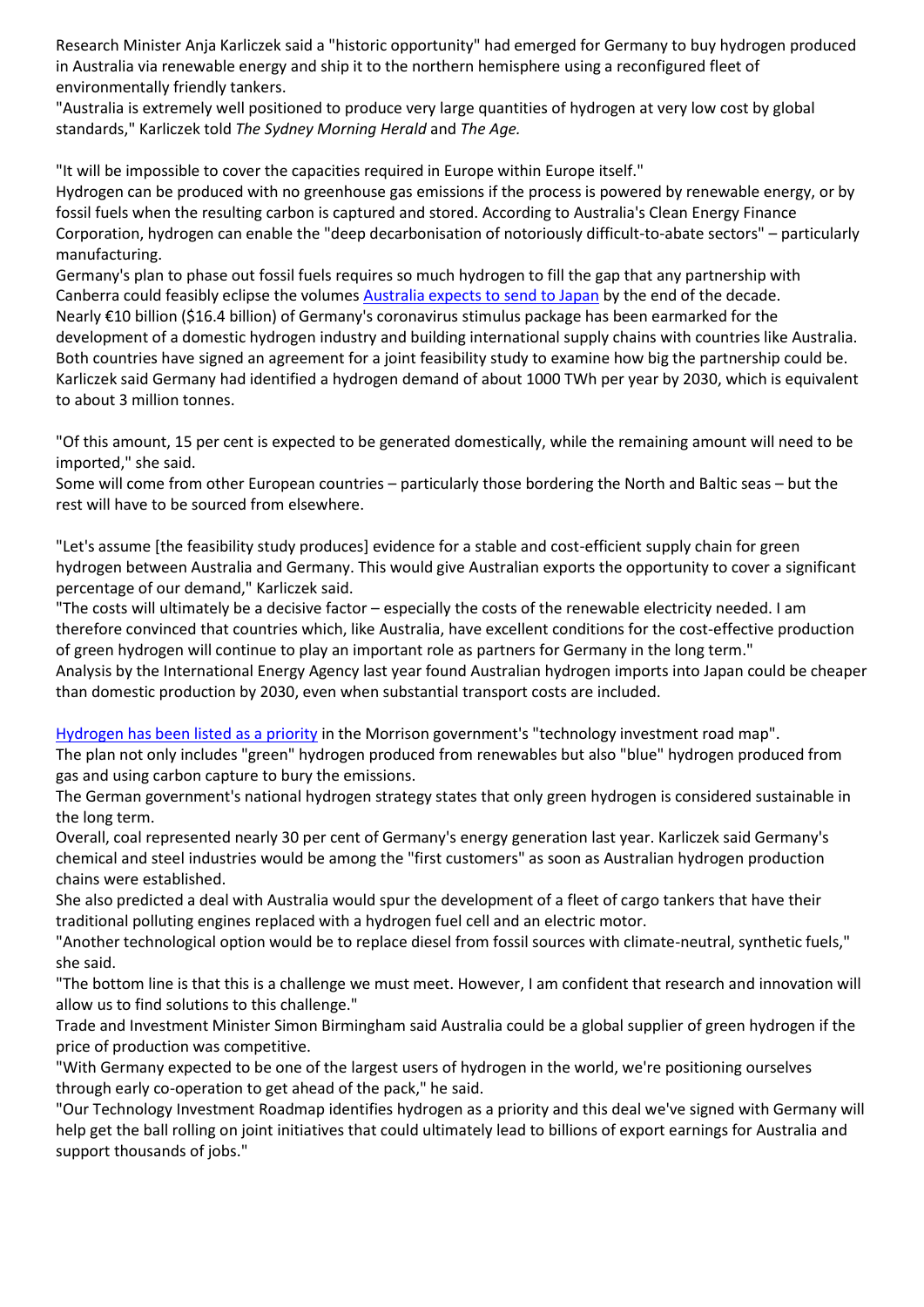Research Minister Anja Karliczek said a "historic opportunity" had emerged for Germany to buy hydrogen produced in Australia via renewable energy and ship it to the northern hemisphere using a reconfigured fleet of environmentally friendly tankers.

"Australia is extremely well positioned to produce very large quantities of hydrogen at very low cost by global standards," Karliczek told *The Sydney Morning Herald* and *The Age.*

"It will be impossible to cover the capacities required in Europe within Europe itself."

Hydrogen can be produced with no greenhouse gas emissions if the process is powered by renewable energy, or by fossil fuels when the resulting carbon is captured and stored. According to Australia's Clean Energy Finance Corporation, hydrogen can enable the "deep decarbonisation of notoriously difficult-to-abate sectors" – particularly manufacturing.

Germany's plan to phase out fossil fuels requires so much hydrogen to fill the gap that any partnership with Canberra could feasibly eclipse the volumes [Australia expects to send to Japan] by the end of the decade.

Nearly €10 billion ($16.4 billion) of Germany's coronavirus stimulus package has been earmarked for the development of a domestic hydrogen industry and building international supply chains with countries like Australia.

Both countries have signed an agreement for a joint feasibility study to examine how big the partnership could be.

Karliczek said Germany had identified a hydrogen demand of about 1000 TWh per year by 2030, which is equivalent to about 3 million tonnes.

"Of this amount, 15 per cent is expected to be generated domestically, while the remaining amount will need to be imported," she said.

Some will come from other European countries – particularly those bordering the North and Baltic seas – but the rest will have to be sourced from elsewhere.

"Let's assume [the feasibility study produces] evidence for a stable and cost-efficient supply chain for green hydrogen between Australia and Germany. This would give Australian exports the opportunity to cover a significant percentage of our demand," Karliczek said.

"The costs will ultimately be a decisive factor – especially the costs of the renewable electricity needed. I am therefore convinced that countries which, like Australia, have excellent conditions for the cost-effective production of green hydrogen will continue to play an important role as partners for Germany in the long term."

Analysis by the International Energy Agency last year found Australian hydrogen imports into Japan could be cheaper than domestic production by 2030, even when substantial transport costs are included.

[Hydrogen has been listed as a priority] in the Morrison government's "technology investment road map".

The plan not only includes "green" hydrogen produced from renewables but also "blue" hydrogen produced from gas and using carbon capture to bury the emissions.

The German government's national hydrogen strategy states that only green hydrogen is considered sustainable in the long term.

Overall, coal represented nearly 30 per cent of Germany's energy generation last year. Karliczek said Germany's chemical and steel industries would be among the "first customers" as soon as Australian hydrogen production chains were established.

She also predicted a deal with Australia would spur the development of a fleet of cargo tankers that have their traditional polluting engines replaced with a hydrogen fuel cell and an electric motor.

"Another technological option would be to replace diesel from fossil sources with climate-neutral, synthetic fuels," she said.

"The bottom line is that this is a challenge we must meet. However, I am confident that research and innovation will allow us to find solutions to this challenge."

Trade and Investment Minister Simon Birmingham said Australia could be a global supplier of green hydrogen if the price of production was competitive.

"With Germany expected to be one of the largest users of hydrogen in the world, we're positioning ourselves through early co-operation to get ahead of the pack," he said.

"Our Technology Investment Roadmap identifies hydrogen as a priority and this deal we've signed with Germany will help get the ball rolling on joint initiatives that could ultimately lead to billions of export earnings for Australia and support thousands of jobs."